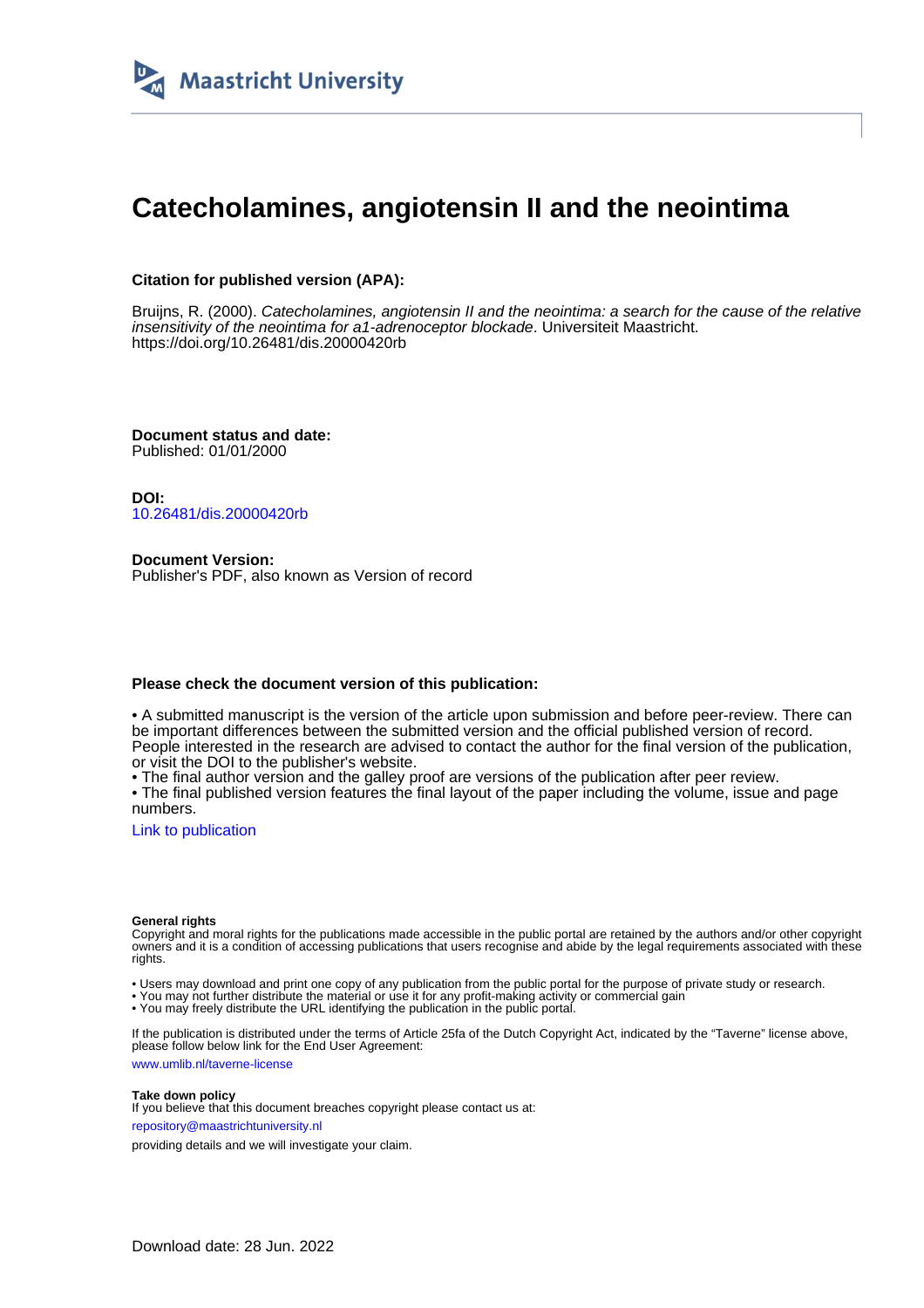Maastricht University

# Catecholamines, angiotensin II and the neointima

**Citation for published version (APA):**

Bruijns, R. (2000). *Catecholamines, angiotensin II and the neointima: a search for the cause of the relative insensitivity of the neointima for a1-adrenoceptor blockade*. Universiteit Maastricht. https://doi.org/10.26481/dis.20000420rb

**Document status and date:**
Published: 01/01/2000

**DOI:**
10.26481/dis.20000420rb

**Document Version:**
Publisher's PDF, also known as Version of record

**Please check the document version of this publication:**

• A submitted manuscript is the version of the article upon submission and before peer-review. There can be important differences between the submitted version and the official published version of record. People interested in the research are advised to contact the author for the final version of the publication, or visit the DOI to the publisher's website.
• The final author version and the galley proof are versions of the publication after peer review.
• The final published version features the final layout of the paper including the volume, issue and page numbers.

Link to publication

**General rights**
Copyright and moral rights for the publications made accessible in the public portal are retained by the authors and/or other copyright owners and it is a condition of accessing publications that users recognise and abide by the legal requirements associated with these rights.

• Users may download and print one copy of any publication from the public portal for the purpose of private study or research.
• You may not further distribute the material or use it for any profit-making activity or commercial gain
• You may freely distribute the URL identifying the publication in the public portal.

If the publication is distributed under the terms of Article 25fa of the Dutch Copyright Act, indicated by the "Taverne" license above, please follow below link for the End User Agreement:

www.umlib.nl/taverne-license

**Take down policy**
If you believe that this document breaches copyright please contact us at:

repository@maastrichtuniversity.nl

providing details and we will investigate your claim.

Download date: 28 Jun. 2022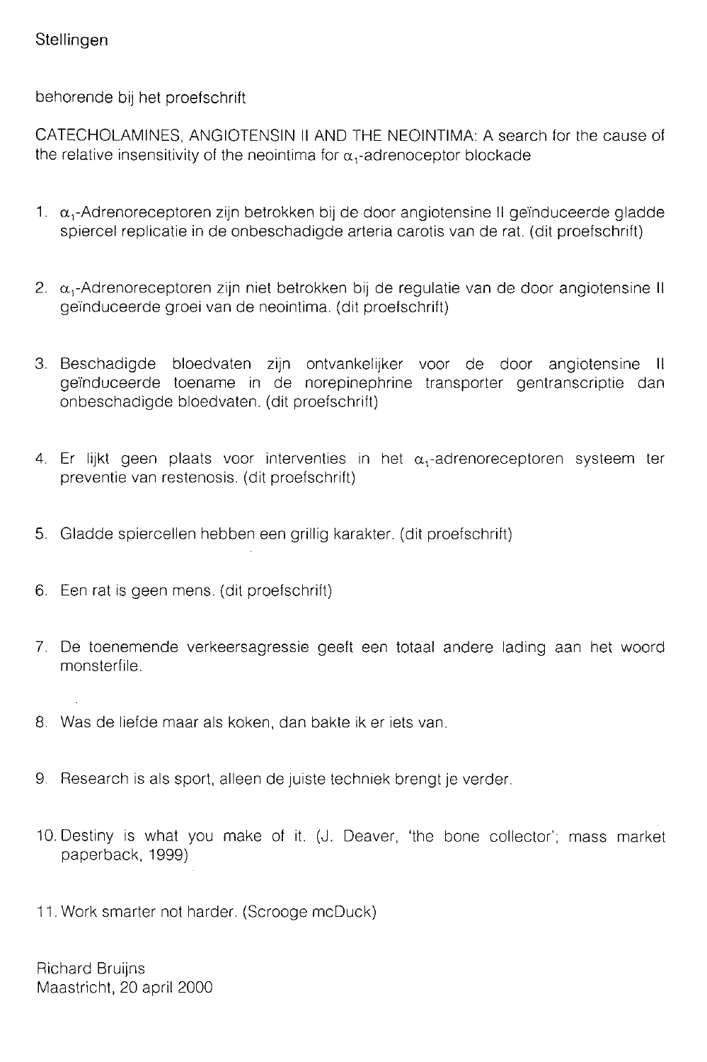Stellingen

behorende bij het proefschrift

CATECHOLAMINES, ANGIOTENSIN II AND THE NEOINTIMA: A search for the cause of the relative insensitivity of the neointima for $\alpha_1$-adrenoceptor blockade

1. $\alpha_1$-Adrenoreceptoren zijn betrokken bij de door angiotensine II geïnduceerde gladde spiercel replicatie in de onbeschadigde arteria carotis van de rat. (dit proefschrift)

2. $\alpha_1$-Adrenoreceptoren zijn niet betrokken bij de regulatie van de door angiotensine II geïnduceerde groei van de neointima. (dit proefschrift)

3. Beschadigde bloedvaten zijn ontvankelijker voor de door angiotensine II geïnduceerde toename in de norepinephrine transporter gentranscriptie dan onbeschadigde bloedvaten. (dit proefschrift)

4. Er lijkt geen plaats voor interventies in het $\alpha_1$-adrenoreceptoren systeem ter preventie van restenosis. (dit proefschrift)

5. Gladde spiercellen hebben een grillig karakter. (dit proefschrift)

6. Een rat is geen mens. (dit proefschrift)

7. De toenemende verkeersagressie geeft een totaal andere lading aan het woord monsterfile.

8. Was de liefde maar als koken, dan bakte ik er iets van.

9. Research is als sport, alleen de juiste techniek brengt je verder.

10. Destiny is what you make of it. (J. Deaver, 'the bone collector'; mass market paperback, 1999)

11. Work smarter not harder. (Scrooge mcDuck)

Richard Bruijns
Maastricht, 20 april 2000